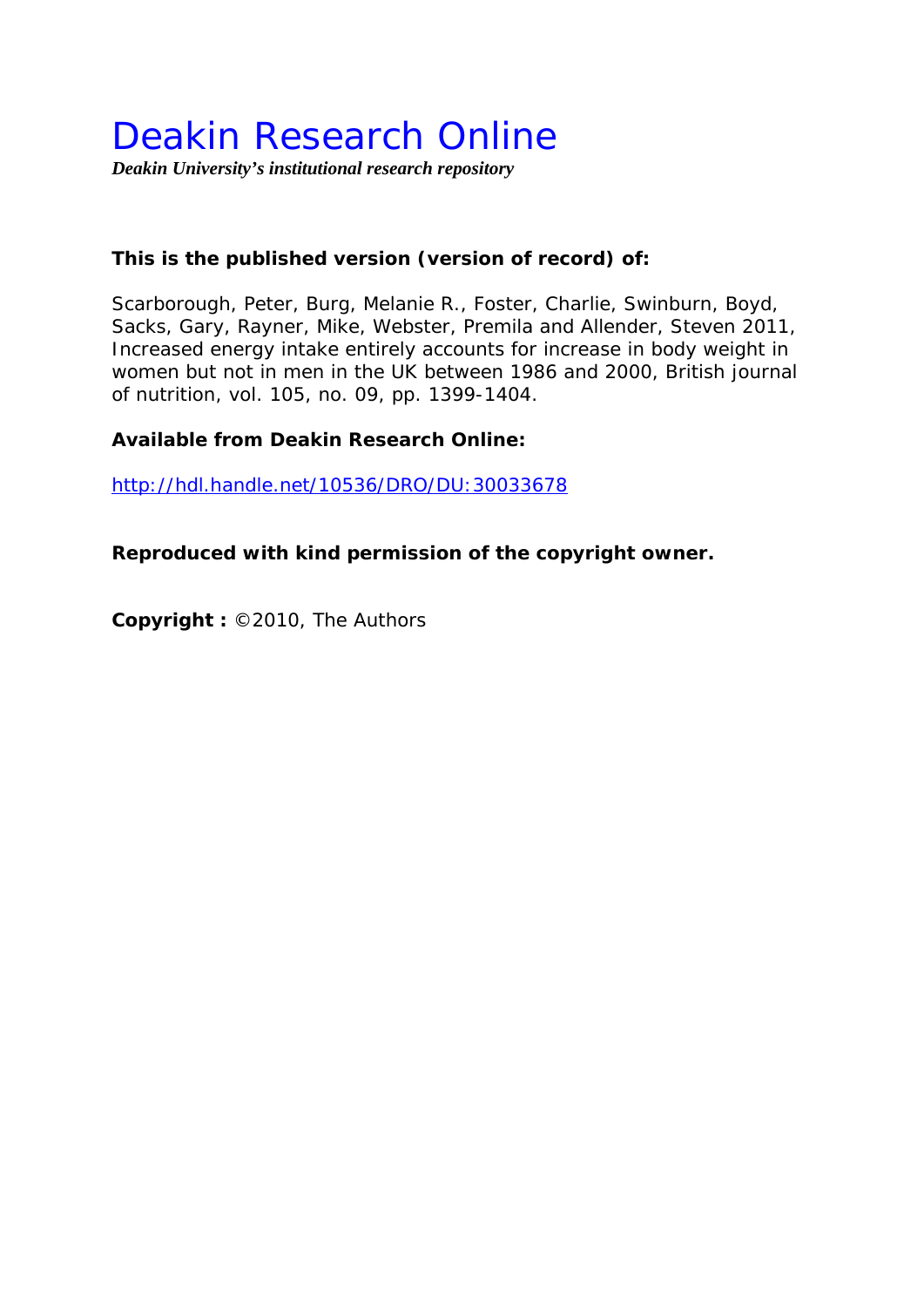# Deakin Research Online

***Deakin University's institutional research repository***

**This is the published version (version of record) of:**

Scarborough, Peter, Burg, Melanie R., Foster, Charlie, Swinburn, Boyd, Sacks, Gary, Rayner, Mike, Webster, Premila and Allender, Steven 2011, Increased energy intake entirely accounts for increase in body weight in women but not in men in the UK between 1986 and 2000, British journal of nutrition, vol. 105, no. 09, pp. 1399-1404.

**Available from Deakin Research Online:**

http://hdl.handle.net/10536/DRO/DU:30033678

**Reproduced with kind permission of the copyright owner.**

**Copyright :** ©2010, The Authors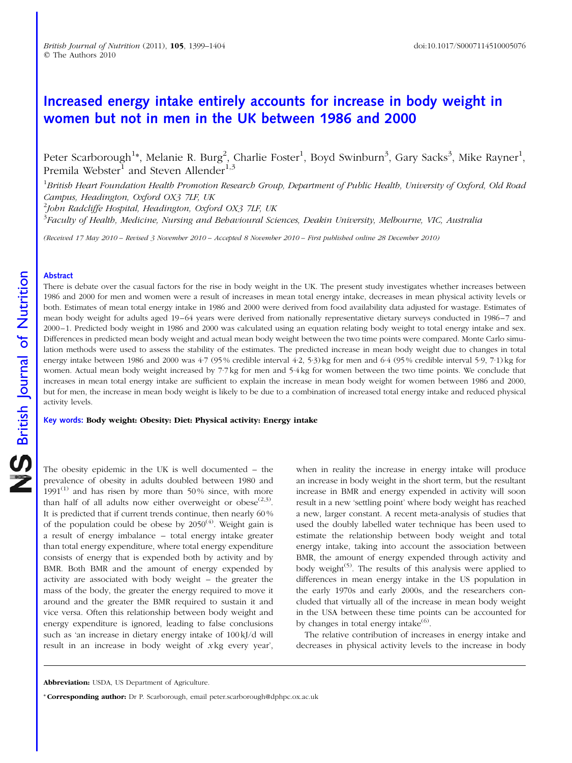# Increased energy intake entirely accounts for increase in body weight in women but not in men in the UK between 1986 and 2000

Peter Scarborough[1]*, Melanie R. Burg[2], Charlie Foster[1], Boyd Swinburn[3], Gary Sacks[3], Mike Rayner[1], Premila Webster[1] and Steven Allender[1,3]

[1]*British Heart Foundation Health Promotion Research Group, Department of Public Health, University of Oxford, Old Road Campus, Headington, Oxford OX3 7LF, UK*
[2]*John Radcliffe Hospital, Headington, Oxford OX3 7LF, UK*
[3]*Faculty of Health, Medicine, Nursing and Behavioural Sciences, Deakin University, Melbourne, VIC, Australia*

*(Received 17 May 2010 – Revised 3 November 2010 – Accepted 8 November 2010 – First published online 28 December 2010)*

## Abstract

There is debate over the casual factors for the rise in body weight in the UK. The present study investigates whether increases between 1986 and 2000 for men and women were a result of increases in mean total energy intake, decreases in mean physical activity levels or both. Estimates of mean total energy intake in 1986 and 2000 were derived from food availability data adjusted for wastage. Estimates of mean body weight for adults aged 19–64 years were derived from nationally representative dietary surveys conducted in 1986–7 and 2000–1. Predicted body weight in 1986 and 2000 was calculated using an equation relating body weight to total energy intake and sex. Differences in predicted mean body weight and actual mean body weight between the two time points were compared. Monte Carlo simulation methods were used to assess the stability of the estimates. The predicted increase in mean body weight due to changes in total energy intake between 1986 and 2000 was 4·7 (95 % credible interval 4·2, 5·3) kg for men and 6·4 (95 % credible interval 5·9, 7·1) kg for women. Actual mean body weight increased by 7·7 kg for men and 5·4 kg for women between the two time points. We conclude that increases in mean total energy intake are sufficient to explain the increase in mean body weight for women between 1986 and 2000, but for men, the increase in mean body weight is likely to be due to a combination of increased total energy intake and reduced physical activity levels.

**Key words:** **Body weight: Obesity: Diet: Physical activity: Energy intake**

The obesity epidemic in the UK is well documented – the prevalence of obesity in adults doubled between 1980 and 1991[1] and has risen by more than 50 % since, with more than half of all adults now either overweight or obese[2,3]. It is predicted that if current trends continue, then nearly 60 % of the population could be obese by 2050[4]. Weight gain is a result of energy imbalance – total energy intake greater than total energy expenditure, where total energy expenditure consists of energy that is expended both by activity and by BMR. Both BMR and the amount of energy expended by activity are associated with body weight – the greater the mass of the body, the greater the energy required to move it around and the greater the BMR required to sustain it and vice versa. Often this relationship between body weight and energy expenditure is ignored, leading to false conclusions such as 'an increase in dietary energy intake of 100 kJ/d will result in an increase in body weight of *x* kg every year', when in reality the increase in energy intake will produce an increase in body weight in the short term, but the resultant increase in BMR and energy expended in activity will soon result in a new 'settling point' where body weight has reached a new, larger constant. A recent meta-analysis of studies that used the doubly labelled water technique has been used to estimate the relationship between body weight and total energy intake, taking into account the association between BMR, the amount of energy expended through activity and body weight[5]. The results of this analysis were applied to differences in mean energy intake in the US population in the early 1970s and early 2000s, and the researchers concluded that virtually all of the increase in mean body weight in the USA between these time points can be accounted for by changes in total energy intake[6].

The relative contribution of increases in energy intake and decreases in physical activity levels to the increase in body

**Abbreviation:** USDA, US Department of Agriculture.

***Corresponding author:** Dr P. Scarborough, email peter.scarborough@dphpc.ox.ac.uk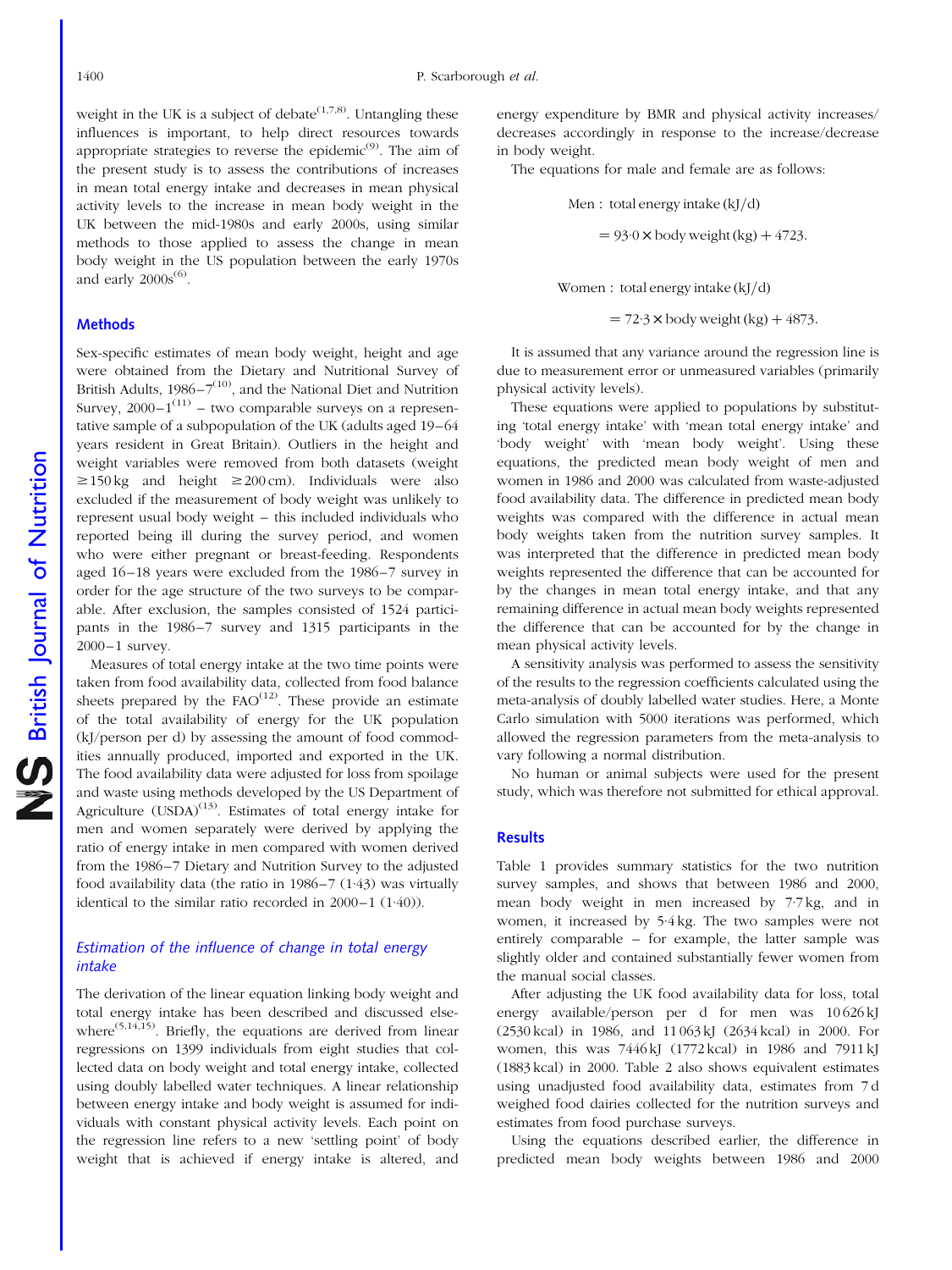weight in the UK is a subject of debate[1,7,8]. Untangling these influences is important, to help direct resources towards appropriate strategies to reverse the epidemic[9]. The aim of the present study is to assess the contributions of increases in mean total energy intake and decreases in mean physical activity levels to the increase in mean body weight in the UK between the mid-1980s and early 2000s, using similar methods to those applied to assess the change in mean body weight in the US population between the early 1970s and early 2000s[6].

## Methods

Sex-specific estimates of mean body weight, height and age were obtained from the Dietary and Nutritional Survey of British Adults, 1986–7[10], and the National Diet and Nutrition Survey, 2000–1[11] – two comparable surveys on a representative sample of a subpopulation of the UK (adults aged 19–64 years resident in Great Britain). Outliers in the height and weight variables were removed from both datasets (weight ≥150 kg and height ≥200 cm). Individuals were also excluded if the measurement of body weight was unlikely to represent usual body weight – this included individuals who reported being ill during the survey period, and women who were either pregnant or breast-feeding. Respondents aged 16–18 years were excluded from the 1986–7 survey in order for the age structure of the two surveys to be comparable. After exclusion, the samples consisted of 1524 participants in the 1986–7 survey and 1315 participants in the 2000–1 survey.

Measures of total energy intake at the two time points were taken from food availability data, collected from food balance sheets prepared by the FAO[12]. These provide an estimate of the total availability of energy for the UK population (kJ/person per d) by assessing the amount of food commodities annually produced, imported and exported in the UK. The food availability data were adjusted for loss from spoilage and waste using methods developed by the US Department of Agriculture (USDA)[13]. Estimates of total energy intake for men and women separately were derived by applying the ratio of energy intake in men compared with women derived from the 1986–7 Dietary and Nutrition Survey to the adjusted food availability data (the ratio in 1986–7 (1·43) was virtually identical to the similar ratio recorded in 2000–1 (1·40)).

### *Estimation of the influence of change in total energy intake*

The derivation of the linear equation linking body weight and total energy intake has been described and discussed elsewhere[5,14,15]. Briefly, the equations are derived from linear regressions on 1399 individuals from eight studies that collected data on body weight and total energy intake, collected using doubly labelled water techniques. A linear relationship between energy intake and body weight is assumed for individuals with constant physical activity levels. Each point on the regression line refers to a new 'settling point' of body weight that is achieved if energy intake is altered, and energy expenditure by BMR and physical activity increases/decreases accordingly in response to the increase/decrease in body weight.

The equations for male and female are as follows:

$$\text{Men: total energy intake (kJ/d)} = 93{\cdot}0 \times \text{body weight (kg)} + 4723.$$

$$\text{Women: total energy intake (kJ/d)} = 72{\cdot}3 \times \text{body weight (kg)} + 4873.$$

It is assumed that any variance around the regression line is due to measurement error or unmeasured variables (primarily physical activity levels).

These equations were applied to populations by substituting 'total energy intake' with 'mean total energy intake' and 'body weight' with 'mean body weight'. Using these equations, the predicted mean body weight of men and women in 1986 and 2000 was calculated from waste-adjusted food availability data. The difference in predicted mean body weights was compared with the difference in actual mean body weights taken from the nutrition survey samples. It was interpreted that the difference in predicted mean body weights represented the difference that can be accounted for by the changes in mean total energy intake, and that any remaining difference in actual mean body weights represented the difference that can be accounted for by the change in mean physical activity levels.

A sensitivity analysis was performed to assess the sensitivity of the results to the regression coefficients calculated using the meta-analysis of doubly labelled water studies. Here, a Monte Carlo simulation with 5000 iterations was performed, which allowed the regression parameters from the meta-analysis to vary following a normal distribution.

No human or animal subjects were used for the present study, which was therefore not submitted for ethical approval.

## Results

Table 1 provides summary statistics for the two nutrition survey samples, and shows that between 1986 and 2000, mean body weight in men increased by 7·7 kg, and in women, it increased by 5·4 kg. The two samples were not entirely comparable – for example, the latter sample was slightly older and contained substantially fewer women from the manual social classes.

After adjusting the UK food availability data for loss, total energy available/person per d for men was 10 626 kJ (2530 kcal) in 1986, and 11 063 kJ (2634 kcal) in 2000. For women, this was 7446 kJ (1772 kcal) in 1986 and 7911 kJ (1883 kcal) in 2000. Table 2 also shows equivalent estimates using unadjusted food availability data, estimates from 7 d weighed food dairies collected for the nutrition surveys and estimates from food purchase surveys.

Using the equations described earlier, the difference in predicted mean body weights between 1986 and 2000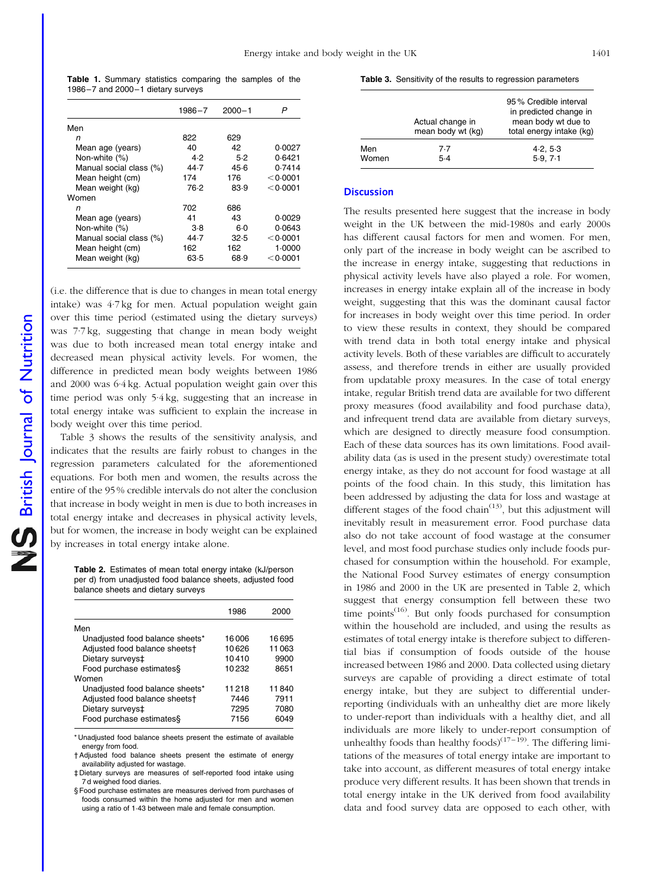**Table 1.** Summary statistics comparing the samples of the 1986–7 and 2000–1 dietary surveys

| | 1986–7 | 2000–1 | *P* |
|---|---|---|---|
| Men | | | |
| *n* | 822 | 629 | |
| Mean age (years) | 40 | 42 | 0·0027 |
| Non-white (%) | 4·2 | 5·2 | 0·6421 |
| Manual social class (%) | 44·7 | 45·6 | 0·7414 |
| Mean height (cm) | 174 | 176 | <0·0001 |
| Mean weight (kg) | 76·2 | 83·9 | <0·0001 |
| Women | | | |
| *n* | 702 | 686 | |
| Mean age (years) | 41 | 43 | 0·0029 |
| Non-white (%) | 3·8 | 6·0 | 0·0643 |
| Manual social class (%) | 44·7 | 32·5 | <0·0001 |
| Mean height (cm) | 162 | 162 | 1·0000 |
| Mean weight (kg) | 63·5 | 68·9 | <0·0001 |

(i.e. the difference that is due to changes in mean total energy intake) was 4·7 kg for men. Actual population weight gain over this time period (estimated using the dietary surveys) was 7·7 kg, suggesting that change in mean body weight was due to both increased mean total energy intake and decreased mean physical activity levels. For women, the difference in predicted mean body weights between 1986 and 2000 was 6·4 kg. Actual population weight gain over this time period was only 5·4 kg, suggesting that an increase in total energy intake was sufficient to explain the increase in body weight over this time period.

Table 3 shows the results of the sensitivity analysis, and indicates that the results are fairly robust to changes in the regression parameters calculated for the aforementioned equations. For both men and women, the results across the entire of the 95 % credible intervals do not alter the conclusion that increase in body weight in men is due to both increases in total energy intake and decreases in physical activity levels, but for women, the increase in body weight can be explained by increases in total energy intake alone.

**Table 2.** Estimates of mean total energy intake (kJ/person per d) from unadjusted food balance sheets, adjusted food balance sheets and dietary surveys

| | 1986 | 2000 |
|---|---|---|
| Men | | |
| Unadjusted food balance sheets* | 16 006 | 16 695 |
| Adjusted food balance sheets† | 10 626 | 11 063 |
| Dietary surveys‡ | 10 410 | 9900 |
| Food purchase estimates§ | 10 232 | 8651 |
| Women | | |
| Unadjusted food balance sheets* | 11 218 | 11 840 |
| Adjusted food balance sheets† | 7446 | 7911 |
| Dietary surveys‡ | 7295 | 7080 |
| Food purchase estimates§ | 7156 | 6049 |

\* Unadjusted food balance sheets present the estimate of available energy from food.
† Adjusted food balance sheets present the estimate of energy availability adjusted for wastage.
‡ Dietary surveys are measures of self-reported food intake using 7 d weighed food diaries.
§ Food purchase estimates are measures derived from purchases of foods consumed within the home adjusted for men and women using a ratio of 1·43 between male and female consumption.

**Table 3.** Sensitivity of the results to regression parameters

| | Actual change in mean body wt (kg) | 95 % Credible interval in predicted change in mean body wt due to total energy intake (kg) |
|---|---|---|
| Men | 7·7 | 4·2, 5·3 |
| Women | 5·4 | 5·9, 7·1 |

## Discussion

The results presented here suggest that the increase in body weight in the UK between the mid-1980s and early 2000s has different causal factors for men and women. For men, only part of the increase in body weight can be ascribed to the increase in energy intake, suggesting that reductions in physical activity levels have also played a role. For women, increases in energy intake explain all of the increase in body weight, suggesting that this was the dominant causal factor for increases in body weight over this time period. In order to view these results in context, they should be compared with trend data in both total energy intake and physical activity levels. Both of these variables are difficult to accurately assess, and therefore trends in either are usually provided from updatable proxy measures. In the case of total energy intake, regular British trend data are available for two different proxy measures (food availability and food purchase data), and infrequent trend data are available from dietary surveys, which are designed to directly measure food consumption. Each of these data sources has its own limitations. Food availability data (as is used in the present study) overestimate total energy intake, as they do not account for food wastage at all points of the food chain. In this study, this limitation has been addressed by adjusting the data for loss and wastage at different stages of the food chain[13], but this adjustment will inevitably result in measurement error. Food purchase data also do not take account of food wastage at the consumer level, and most food purchase studies only include foods purchased for consumption within the household. For example, the National Food Survey estimates of energy consumption in 1986 and 2000 in the UK are presented in Table 2, which suggest that energy consumption fell between these two time points[16]. But only foods purchased for consumption within the household are included, and using the results as estimates of total energy intake is therefore subject to differential bias if consumption of foods outside of the house increased between 1986 and 2000. Data collected using dietary surveys are capable of providing a direct estimate of total energy intake, but they are subject to differential under-reporting (individuals with an unhealthy diet are more likely to under-report than individuals with a healthy diet, and all individuals are more likely to under-report consumption of unhealthy foods than healthy foods)[17–19]. The differing limitations of the measures of total energy intake are important to take into account, as different measures of total energy intake produce very different results. It has been shown that trends in total energy intake in the UK derived from food availability data and food survey data are opposed to each other, with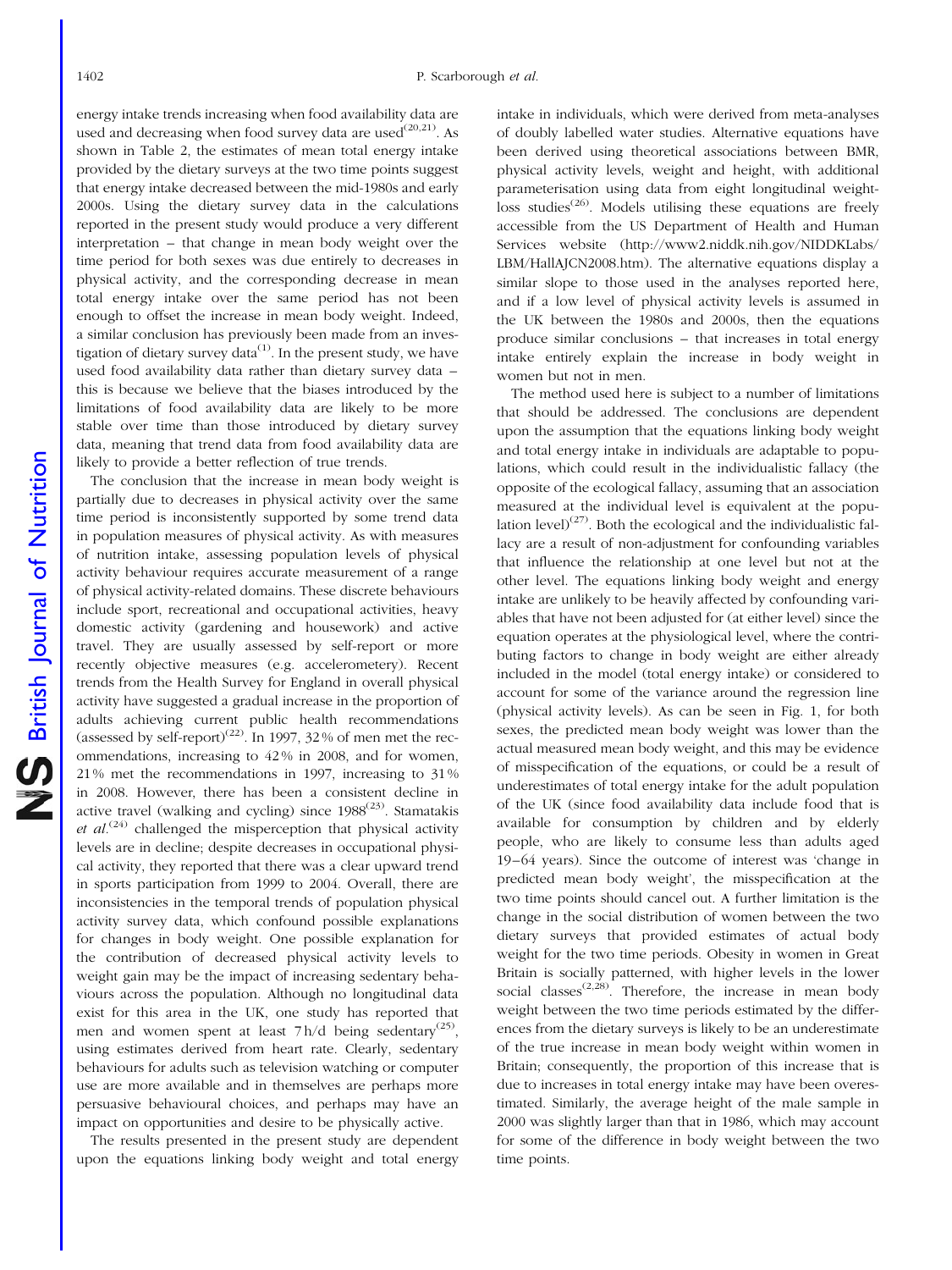energy intake trends increasing when food availability data are used and decreasing when food survey data are used[20,21]. As shown in Table 2, the estimates of mean total energy intake provided by the dietary surveys at the two time points suggest that energy intake decreased between the mid-1980s and early 2000s. Using the dietary survey data in the calculations reported in the present study would produce a very different interpretation – that change in mean body weight over the time period for both sexes was due entirely to decreases in physical activity, and the corresponding decrease in mean total energy intake over the same period has not been enough to offset the increase in mean body weight. Indeed, a similar conclusion has previously been made from an investigation of dietary survey data[1]. In the present study, we have used food availability data rather than dietary survey data – this is because we believe that the biases introduced by the limitations of food availability data are likely to be more stable over time than those introduced by dietary survey data, meaning that trend data from food availability data are likely to provide a better reflection of true trends.

The conclusion that the increase in mean body weight is partially due to decreases in physical activity over the same time period is inconsistently supported by some trend data in population measures of physical activity. As with measures of nutrition intake, assessing population levels of physical activity behaviour requires accurate measurement of a range of physical activity-related domains. These discrete behaviours include sport, recreational and occupational activities, heavy domestic activity (gardening and housework) and active travel. They are usually assessed by self-report or more recently objective measures (e.g. accelerometery). Recent trends from the Health Survey for England in overall physical activity have suggested a gradual increase in the proportion of adults achieving current public health recommendations (assessed by self-report)[22]. In 1997, 32 % of men met the recommendations, increasing to 42 % in 2008, and for women, 21 % met the recommendations in 1997, increasing to 31 % in 2008. However, there has been a consistent decline in active travel (walking and cycling) since 1988[23]. Stamatakis *et al.*[24] challenged the misperception that physical activity levels are in decline; despite decreases in occupational physical activity, they reported that there was a clear upward trend in sports participation from 1999 to 2004. Overall, there are inconsistencies in the temporal trends of population physical activity survey data, which confound possible explanations for changes in body weight. One possible explanation for the contribution of decreased physical activity levels to weight gain may be the impact of increasing sedentary behaviours across the population. Although no longitudinal data exist for this area in the UK, one study has reported that men and women spent at least 7 h/d being sedentary[25], using estimates derived from heart rate. Clearly, sedentary behaviours for adults such as television watching or computer use are more available and in themselves are perhaps more persuasive behavioural choices, and perhaps may have an impact on opportunities and desire to be physically active.

The results presented in the present study are dependent upon the equations linking body weight and total energy intake in individuals, which were derived from meta-analyses of doubly labelled water studies. Alternative equations have been derived using theoretical associations between BMR, physical activity levels, weight and height, with additional parameterisation using data from eight longitudinal weight-loss studies[26]. Models utilising these equations are freely accessible from the US Department of Health and Human Services website (http://www2.niddk.nih.gov/NIDDKLabs/LBM/HallAJCN2008.htm). The alternative equations display a similar slope to those used in the analyses reported here, and if a low level of physical activity levels is assumed in the UK between the 1980s and 2000s, then the equations produce similar conclusions – that increases in total energy intake entirely explain the increase in body weight in women but not in men.

The method used here is subject to a number of limitations that should be addressed. The conclusions are dependent upon the assumption that the equations linking body weight and total energy intake in individuals are adaptable to populations, which could result in the individualistic fallacy (the opposite of the ecological fallacy, assuming that an association measured at the individual level is equivalent at the population level)[27]. Both the ecological and the individualistic fallacy are a result of non-adjustment for confounding variables that influence the relationship at one level but not at the other level. The equations linking body weight and energy intake are unlikely to be heavily affected by confounding variables that have not been adjusted for (at either level) since the equation operates at the physiological level, where the contributing factors to change in body weight are either already included in the model (total energy intake) or considered to account for some of the variance around the regression line (physical activity levels). As can be seen in Fig. 1, for both sexes, the predicted mean body weight was lower than the actual measured mean body weight, and this may be evidence of misspecification of the equations, or could be a result of underestimates of total energy intake for the adult population of the UK (since food availability data include food that is available for consumption by children and by elderly people, who are likely to consume less than adults aged 19–64 years). Since the outcome of interest was 'change in predicted mean body weight', the misspecification at the two time points should cancel out. A further limitation is the change in the social distribution of women between the two dietary surveys that provided estimates of actual body weight for the two time periods. Obesity in women in Great Britain is socially patterned, with higher levels in the lower social classes[2,28]. Therefore, the increase in mean body weight between the two time periods estimated by the differences from the dietary surveys is likely to be an underestimate of the true increase in mean body weight within women in Britain; consequently, the proportion of this increase that is due to increases in total energy intake may have been overestimated. Similarly, the average height of the male sample in 2000 was slightly larger than that in 1986, which may account for some of the difference in body weight between the two time points.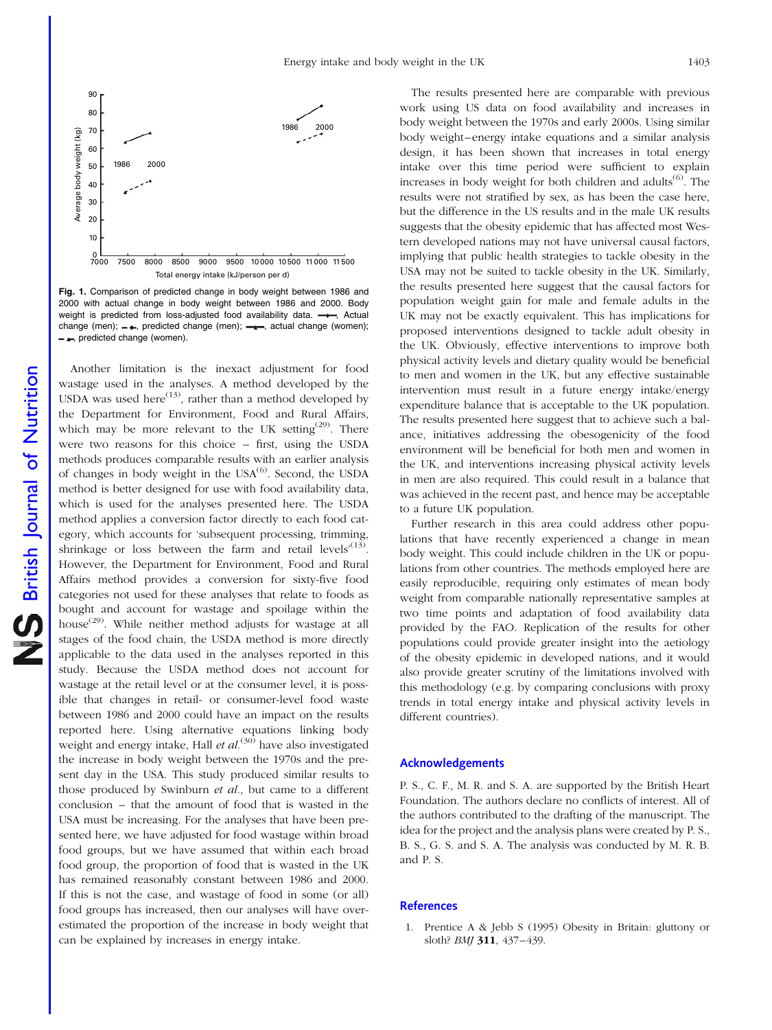90
80
70
60
50
40
30
20
10
0
Average body weight (kg)
1986
2000
1986
2000
7000 7500 8000 8500 9000 9500 10 000 10 500 11 000 11 500
Total energy intake (kJ/person per d)

**Fig. 1.** Comparison of predicted change in body weight between 1986 and 2000 with actual change in body weight between 1986 and 2000. Body weight is predicted from loss-adjusted food availability data. —◆—, Actual change (men); –◆–, predicted change (men); —▲—, actual change (women); –▲– predicted change (women).

Another limitation is the inexact adjustment for food wastage used in the analyses. A method developed by the USDA was used here[13], rather than a method developed by the Department for Environment, Food and Rural Affairs, which may be more relevant to the UK setting[29]. There were two reasons for this choice – first, using the USDA methods produces comparable results with an earlier analysis of changes in body weight in the USA[6]. Second, the USDA method is better designed for use with food availability data, which is used for the analyses presented here. The USDA method applies a conversion factor directly to each food category, which accounts for 'subsequent processing, trimming, shrinkage or loss between the farm and retail levels'[13]. However, the Department for Environment, Food and Rural Affairs method provides a conversion for sixty-five food categories not used for these analyses that relate to foods as bought and account for wastage and spoilage within the house[29]. While neither method adjusts for wastage at all stages of the food chain, the USDA method is more directly applicable to the data used in the analyses reported in this study. Because the USDA method does not account for wastage at the retail level or at the consumer level, it is possible that changes in retail- or consumer-level food waste between 1986 and 2000 could have an impact on the results reported here. Using alternative equations linking body weight and energy intake, Hall *et al.*[30] have also investigated the increase in body weight between the 1970s and the present day in the USA. This study produced similar results to those produced by Swinburn *et al.*, but came to a different conclusion – that the amount of food that is wasted in the USA must be increasing. For the analyses that have been presented here, we have adjusted for food wastage within broad food groups, but we have assumed that within each broad food group, the proportion of food that is wasted in the UK has remained reasonably constant between 1986 and 2000. If this is not the case, and wastage of food in some (or all) food groups has increased, then our analyses will have overestimated the proportion of the increase in body weight that can be explained by increases in energy intake.

The results presented here are comparable with previous work using US data on food availability and increases in body weight between the 1970s and early 2000s. Using similar body weight–energy intake equations and a similar analysis design, it has been shown that increases in total energy intake over this time period were sufficient to explain increases in body weight for both children and adults[6]. The results were not stratified by sex, as has been the case here, but the difference in the US results and in the male UK results suggests that the obesity epidemic that has affected most Western developed nations may not have universal causal factors, implying that public health strategies to tackle obesity in the USA may not be suited to tackle obesity in the UK. Similarly, the results presented here suggest that the causal factors for population weight gain for male and female adults in the UK may not be exactly equivalent. This has implications for proposed interventions designed to tackle adult obesity in the UK. Obviously, effective interventions to improve both physical activity levels and dietary quality would be beneficial to men and women in the UK, but any effective sustainable intervention must result in a future energy intake/energy expenditure balance that is acceptable to the UK population. The results presented here suggest that to achieve such a balance, initiatives addressing the obesogenicity of the food environment will be beneficial for both men and women in the UK, and interventions increasing physical activity levels in men are also required. This could result in a balance that was achieved in the recent past, and hence may be acceptable to a future UK population.

Further research in this area could address other populations that have recently experienced a change in mean body weight. This could include children in the UK or populations from other countries. The methods employed here are easily reproducible, requiring only estimates of mean body weight from comparable nationally representative samples at two time points and adaptation of food availability data provided by the FAO. Replication of the results for other populations could provide greater insight into the aetiology of the obesity epidemic in developed nations, and it would also provide greater scrutiny of the limitations involved with this methodology (e.g. by comparing conclusions with proxy trends in total energy intake and physical activity levels in different countries).

## Acknowledgements

P. S., C. F., M. R. and S. A. are supported by the British Heart Foundation. The authors declare no conflicts of interest. All of the authors contributed to the drafting of the manuscript. The idea for the project and the analysis plans were created by P. S., B. S., G. S. and S. A. The analysis was conducted by M. R. B. and P. S.

## References

1. Prentice A & Jebb S (1995) Obesity in Britain: gluttony or sloth? *BMJ* **311**, 437–439.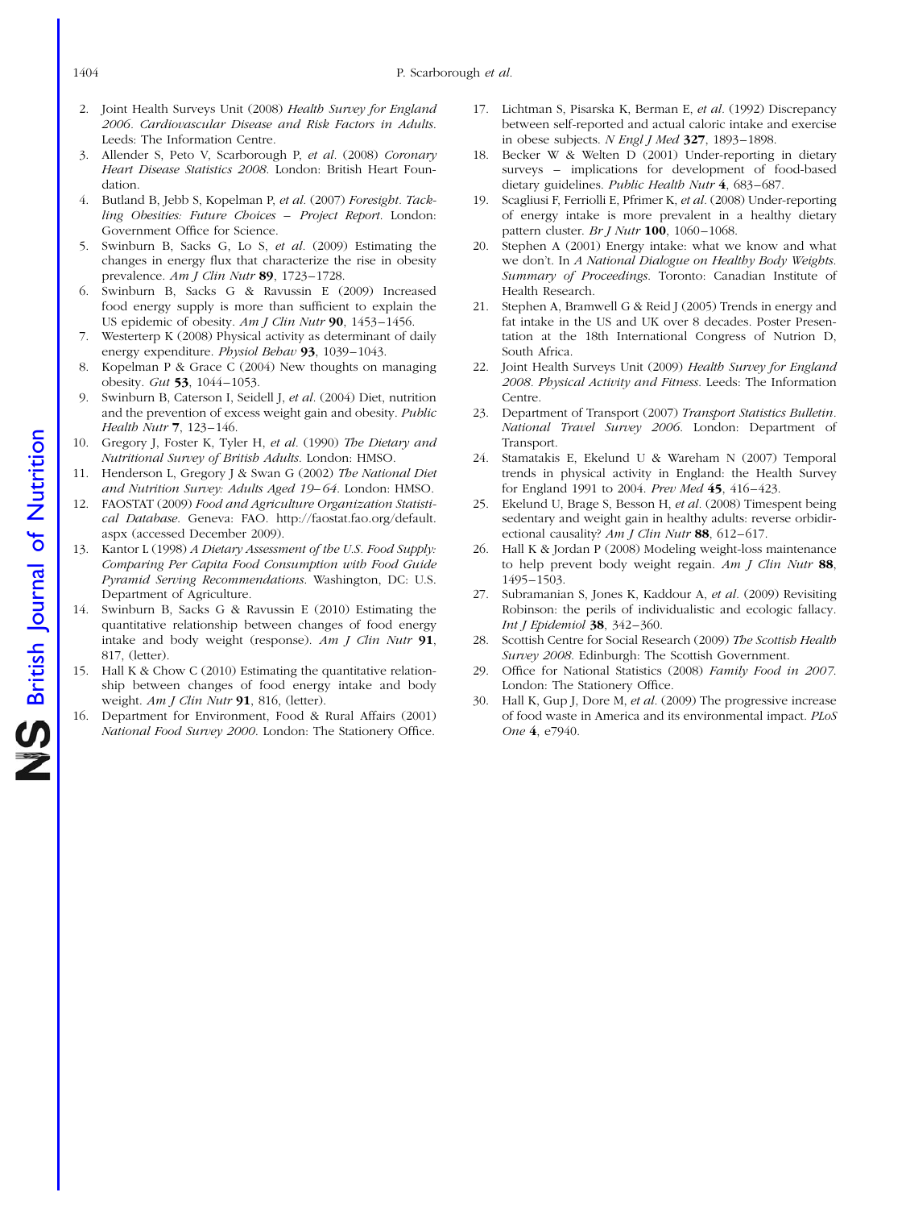2. Joint Health Surveys Unit (2008) *Health Survey for England 2006. Cardiovascular Disease and Risk Factors in Adults*. Leeds: The Information Centre.
3. Allender S, Peto V, Scarborough P, *et al*. (2008) *Coronary Heart Disease Statistics 2008*. London: British Heart Foundation.
4. Butland B, Jebb S, Kopelman P, *et al*. (2007) *Foresight. Tackling Obesities: Future Choices – Project Report*. London: Government Office for Science.
5. Swinburn B, Sacks G, Lo S, *et al*. (2009) Estimating the changes in energy flux that characterize the rise in obesity prevalence. *Am J Clin Nutr* **89**, 1723–1728.
6. Swinburn B, Sacks G & Ravussin E (2009) Increased food energy supply is more than sufficient to explain the US epidemic of obesity. *Am J Clin Nutr* **90**, 1453–1456.
7. Westerterp K (2008) Physical activity as determinant of daily energy expenditure. *Physiol Behav* **93**, 1039–1043.
8. Kopelman P & Grace C (2004) New thoughts on managing obesity. *Gut* **53**, 1044–1053.
9. Swinburn B, Caterson I, Seidell J, *et al*. (2004) Diet, nutrition and the prevention of excess weight gain and obesity. *Public Health Nutr* **7**, 123–146.
10. Gregory J, Foster K, Tyler H, *et al*. (1990) *The Dietary and Nutritional Survey of British Adults*. London: HMSO.
11. Henderson L, Gregory J & Swan G (2002) *The National Diet and Nutrition Survey: Adults Aged 19–64*. London: HMSO.
12. FAOSTAT (2009) *Food and Agriculture Organization Statistical Database*. Geneva: FAO. http://faostat.fao.org/default.aspx (accessed December 2009).
13. Kantor L (1998) *A Dietary Assessment of the U.S. Food Supply: Comparing Per Capita Food Consumption with Food Guide Pyramid Serving Recommendations*. Washington, DC: U.S. Department of Agriculture.
14. Swinburn B, Sacks G & Ravussin E (2010) Estimating the quantitative relationship between changes of food energy intake and body weight (response). *Am J Clin Nutr* **91**, 817, (letter).
15. Hall K & Chow C (2010) Estimating the quantitative relationship between changes of food energy intake and body weight. *Am J Clin Nutr* **91**, 816, (letter).
16. Department for Environment, Food & Rural Affairs (2001) *National Food Survey 2000*. London: The Stationery Office.
17. Lichtman S, Pisarska K, Berman E, *et al*. (1992) Discrepancy between self-reported and actual caloric intake and exercise in obese subjects. *N Engl J Med* **327**, 1893–1898.
18. Becker W & Welten D (2001) Under-reporting in dietary surveys – implications for development of food-based dietary guidelines. *Public Health Nutr* **4**, 683–687.
19. Scagliusi F, Ferriolli E, Pfrimer K, *et al*. (2008) Under-reporting of energy intake is more prevalent in a healthy dietary pattern cluster. *Br J Nutr* **100**, 1060–1068.
20. Stephen A (2001) Energy intake: what we know and what we don't. In *A National Dialogue on Healthy Body Weights. Summary of Proceedings*. Toronto: Canadian Institute of Health Research.
21. Stephen A, Bramwell G & Reid J (2005) Trends in energy and fat intake in the US and UK over 8 decades. Poster Presentation at the 18th International Congress of Nutrion D, South Africa.
22. Joint Health Surveys Unit (2009) *Health Survey for England 2008. Physical Activity and Fitness*. Leeds: The Information Centre.
23. Department of Transport (2007) *Transport Statistics Bulletin. National Travel Survey 2006*. London: Department of Transport.
24. Stamatakis E, Ekelund U & Wareham N (2007) Temporal trends in physical activity in England: the Health Survey for England 1991 to 2004. *Prev Med* **45**, 416–423.
25. Ekelund U, Brage S, Besson H, *et al*. (2008) Timespent being sedentary and weight gain in healthy adults: reverse orbidirectional causality? *Am J Clin Nutr* **88**, 612–617.
26. Hall K & Jordan P (2008) Modeling weight-loss maintenance to help prevent body weight regain. *Am J Clin Nutr* **88**, 1495–1503.
27. Subramanian S, Jones K, Kaddour A, *et al*. (2009) Revisiting Robinson: the perils of individualistic and ecologic fallacy. *Int J Epidemiol* **38**, 342–360.
28. Scottish Centre for Social Research (2009) *The Scottish Health Survey 2008*. Edinburgh: The Scottish Government.
29. Office for National Statistics (2008) *Family Food in 2007*. London: The Stationery Office.
30. Hall K, Gup J, Dore M, *et al*. (2009) The progressive increase of food waste in America and its environmental impact. *PLoS One* **4**, e7940.